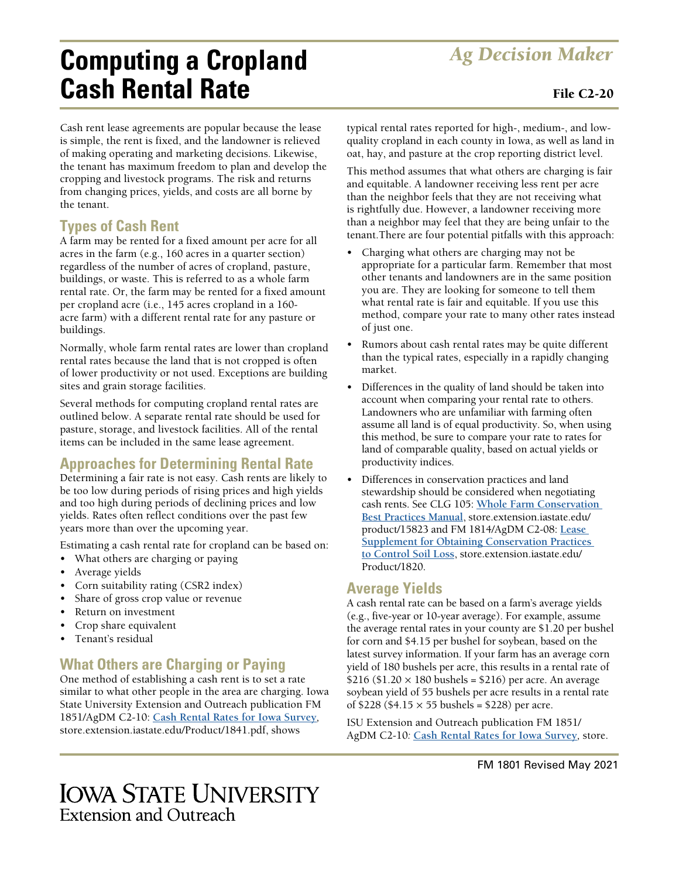# Computing a Cropland Cash Rental Rate

*Ag Decision Maker*

File C2-20

Cash rent lease agreements are popular because the lease is simple, the rent is fixed, and the landowner is relieved of making operating and marketing decisions. Likewise, the tenant has maximum freedom to plan and develop the cropping and livestock programs. The risk and returns from changing prices, yields, and costs are all borne by the tenant.

## Types of Cash Rent

A farm may be rented for a fixed amount per acre for all acres in the farm (e.g., 160 acres in a quarter section) regardless of the number of acres of cropland, pasture, buildings, or waste. This is referred to as a whole farm rental rate. Or, the farm may be rented for a fixed amount per cropland acre (i.e., 145 acres cropland in a 160-acre farm) with a different rental rate for any pasture or buildings.

Normally, whole farm rental rates are lower than cropland rental rates because the land that is not cropped is often of lower productivity or not used. Exceptions are building sites and grain storage facilities.

Several methods for computing cropland rental rates are outlined below. A separate rental rate should be used for pasture, storage, and livestock facilities. All of the rental items can be included in the same lease agreement.

## Approaches for Determining Rental Rate

Determining a fair rate is not easy. Cash rents are likely to be too low during periods of rising prices and high yields and too high during periods of declining prices and low yields. Rates often reflect conditions over the past few years more than over the upcoming year.

Estimating a cash rental rate for cropland can be based on:

- What others are charging or paying
- Average yields
- Corn suitability rating (CSR2 index)
- Share of gross crop value or revenue
- Return on investment
- Crop share equivalent
- Tenant's residual

## What Others are Charging or Paying

One method of establishing a cash rent is to set a rate similar to what other people in the area are charging. Iowa State University Extension and Outreach publication FM 1851/AgDM C2-10: [Cash Rental Rates for Iowa Survey](store.extension.iastate.edu/Product/1841.pdf), store.extension.iastate.edu/Product/1841.pdf, shows typical rental rates reported for high-, medium-, and low-quality cropland in each county in Iowa, as well as land in oat, hay, and pasture at the crop reporting district level.

This method assumes that what others are charging is fair and equitable. A landowner receiving less rent per acre than the neighbor feels that they are not receiving what is rightfully due. However, a landowner receiving more than a neighbor may feel that they are being unfair to the tenant.There are four potential pitfalls with this approach:

- Charging what others are charging may not be appropriate for a particular farm. Remember that most other tenants and landowners are in the same position you are. They are looking for someone to tell them what rental rate is fair and equitable. If you use this method, compare your rate to many other rates instead of just one.
- Rumors about cash rental rates may be quite different than the typical rates, especially in a rapidly changing market.
- Differences in the quality of land should be taken into account when comparing your rental rate to others. Landowners who are unfamiliar with farming often assume all land is of equal productivity. So, when using this method, be sure to compare your rate to rates for land of comparable quality, based on actual yields or productivity indices.
- Differences in conservation practices and land stewardship should be considered when negotiating cash rents. See CLG 105: **Whole Farm Conservation Best Practices Manual**, store.extension.iastate.edu/product/15823 and FM 1814/AgDM C2-08: **Lease Supplement for Obtaining Conservation Practices to Control Soil Loss**, store.extension.iastate.edu/Product/1820.

## Average Yields

A cash rental rate can be based on a farm's average yields (e.g., five-year or 10-year average). For example, assume the average rental rates in your county are $1.20 per bushel for corn and $4.15 per bushel for soybean, based on the latest survey information. If your farm has an average corn yield of 180 bushels per acre, this results in a rental rate of $216 ($1.20 × 180 bushels = $216) per acre. An average soybean yield of 55 bushels per acre results in a rental rate of $228 ($4.15 × 55 bushels = $228) per acre.

ISU Extension and Outreach publication FM 1851/AgDM C2-10: [Cash Rental Rates for Iowa Survey](store.extension.iastate.edu/Product/1841.pdf), store.

FM 1801 Revised May 2021

Iowa State University Extension and Outreach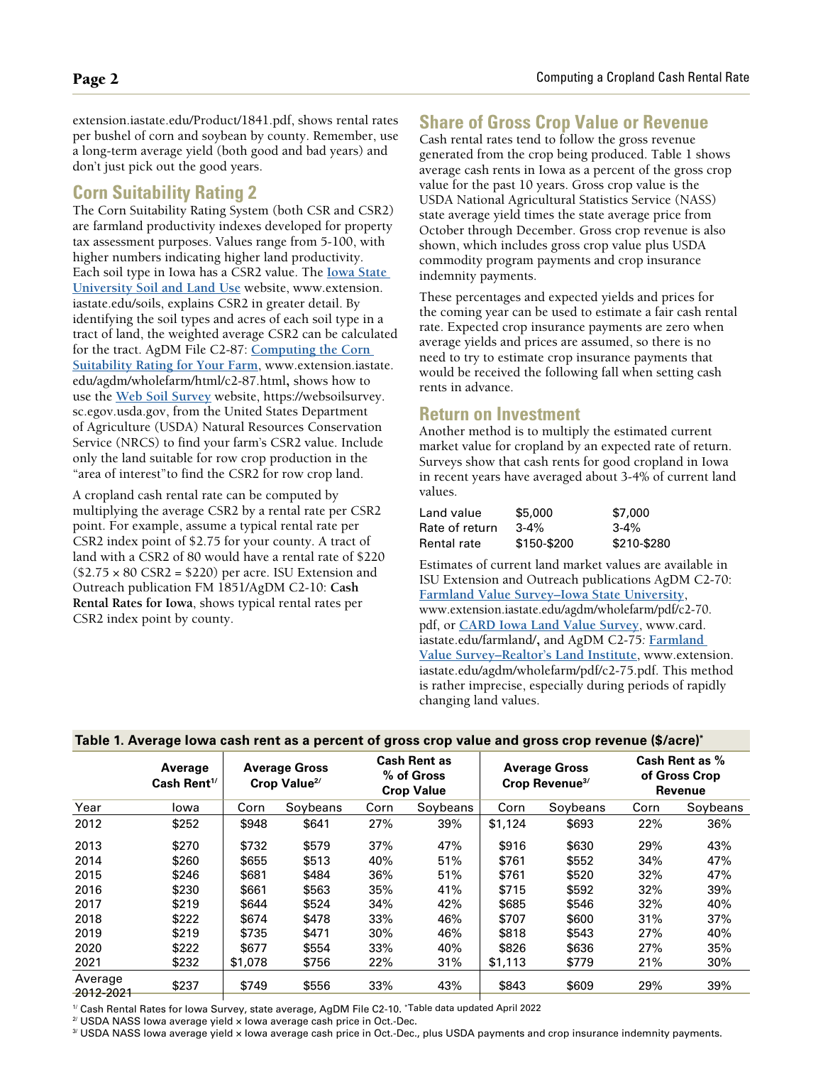extension.iastate.edu/Product/1841.pdf, shows rental rates per bushel of corn and soybean by county. Remember, use a long-term average yield (both good and bad years) and don't just pick out the good years.

## Corn Suitability Rating 2

The Corn Suitability Rating System (both CSR and CSR2) are farmland productivity indexes developed for property tax assessment purposes. Values range from 5-100, with higher numbers indicating higher land productivity. Each soil type in Iowa has a CSR2 value. The Iowa State University Soil and Land Use website, www.extension.iastate.edu/soils, explains CSR2 in greater detail. By identifying the soil types and acres of each soil type in a tract of land, the weighted average CSR2 can be calculated for the tract. AgDM File C2-87: Computing the Corn Suitability Rating for Your Farm, www.extension.iastate.edu/agdm/wholefarm/html/c2-87.html, shows how to use the Web Soil Survey website, https://websoilsurvey.sc.egov.usda.gov, from the United States Department of Agriculture (USDA) Natural Resources Conservation Service (NRCS) to find your farm's CSR2 value. Include only the land suitable for row crop production in the "area of interest"to find the CSR2 for row crop land.

A cropland cash rental rate can be computed by multiplying the average CSR2 by a rental rate per CSR2 point. For example, assume a typical rental rate per CSR2 index point of $2.75 for your county. A tract of land with a CSR2 of 80 would have a rental rate of $220 ($2.75 × 80 CSR2 = $220) per acre. ISU Extension and Outreach publication FM 1851/AgDM C2-10: **Cash Rental Rates for Iowa**, shows typical rental rates per CSR2 index point by county.

## Share of Gross Crop Value or Revenue

Cash rental rates tend to follow the gross revenue generated from the crop being produced. Table 1 shows average cash rents in Iowa as a percent of the gross crop value for the past 10 years. Gross crop value is the USDA National Agricultural Statistics Service (NASS) state average yield times the state average price from October through December. Gross crop revenue is also shown, which includes gross crop value plus USDA commodity program payments and crop insurance indemnity payments.

These percentages and expected yields and prices for the coming year can be used to estimate a fair cash rental rate. Expected crop insurance payments are zero when average yields and prices are assumed, so there is no need to try to estimate crop insurance payments that would be received the following fall when setting cash rents in advance.

## Return on Investment

Another method is to multiply the estimated current market value for cropland by an expected rate of return. Surveys show that cash rents for good cropland in Iowa in recent years have averaged about 3-4% of current land values.

| | | |
|---|---|---|
| Land value | $5,000 | $7,000 |
| Rate of return | 3-4% | 3-4% |
| Rental rate | $150-$200 | $210-$280 |

Estimates of current land market values are available in ISU Extension and Outreach publications AgDM C2-70: Farmland Value Survey–Iowa State University, www.extension.iastate.edu/agdm/wholefarm/pdf/c2-70.pdf, or CARD Iowa Land Value Survey, www.card.iastate.edu/farmland/, and AgDM C2-75: Farmland Value Survey–Realtor's Land Institute, www.extension.iastate.edu/agdm/wholefarm/pdf/c2-75.pdf. This method is rather imprecise, especially during periods of rapidly changing land values.

**Table 1. Average Iowa cash rent as a percent of gross crop value and gross crop revenue ($/acre)***

| | Average Cash Rent[1/] | Average Gross Crop Value[2/] | | Cash Rent as % of Gross Crop Value | | Average Gross Crop Revenue[3/] | | Cash Rent as % of Gross Crop Revenue | |
|---|---|---|---|---|---|---|---|---|---|
| Year | Iowa | Corn | Soybeans | Corn | Soybeans | Corn | Soybeans | Corn | Soybeans |
| 2012 | $252 | $948 | $641 | 27% | 39% | $1,124 | $693 | 22% | 36% |
| 2013 | $270 | $732 | $579 | 37% | 47% | $916 | $630 | 29% | 43% |
| 2014 | $260 | $655 | $513 | 40% | 51% | $761 | $552 | 34% | 47% |
| 2015 | $246 | $681 | $484 | 36% | 51% | $761 | $520 | 32% | 47% |
| 2016 | $230 | $661 | $563 | 35% | 41% | $715 | $592 | 32% | 39% |
| 2017 | $219 | $644 | $524 | 34% | 42% | $685 | $546 | 32% | 40% |
| 2018 | $222 | $674 | $478 | 33% | 46% | $707 | $600 | 31% | 37% |
| 2019 | $219 | $735 | $471 | 30% | 46% | $818 | $543 | 27% | 40% |
| 2020 | $222 | $677 | $554 | 33% | 40% | $826 | $636 | 27% | 35% |
| 2021 | $232 | $1,078 | $756 | 22% | 31% | $1,113 | $779 | 21% | 30% |
| Average 2012-2021 | $237 | $749 | $556 | 33% | 43% | $843 | $609 | 29% | 39% |

[1/] Cash Rental Rates for Iowa Survey, state average, AgDM File C2-10. *Table data updated April 2022

[2/] USDA NASS Iowa average yield × Iowa average cash price in Oct.-Dec.

[3/] USDA NASS Iowa average yield × Iowa average cash price in Oct.-Dec., plus USDA payments and crop insurance indemnity payments.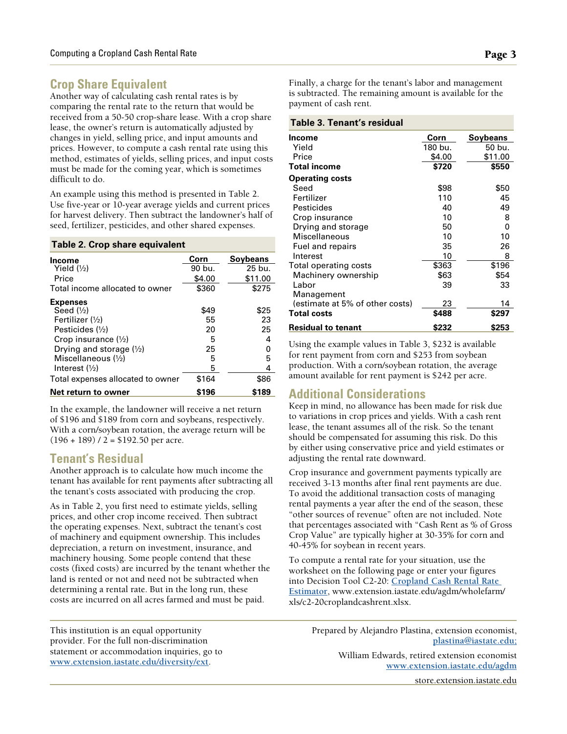## Crop Share Equivalent

Another way of calculating cash rental rates is by comparing the rental rate to the return that would be received from a 50-50 crop-share lease. With a crop share lease, the owner's return is automatically adjusted by changes in yield, selling price, and input amounts and prices. However, to compute a cash rental rate using this method, estimates of yields, selling prices, and input costs must be made for the coming year, which is sometimes difficult to do.

An example using this method is presented in Table 2. Use five-year or 10-year average yields and current prices for harvest delivery. Then subtract the landowner's half of seed, fertilizer, pesticides, and other shared expenses.

**Table 2. Crop share equivalent**

| | Corn | Soybeans |
|---|---|---|
| **Income** | | |
| Yield (½) | 90 bu. | 25 bu. |
| Price | $4.00 | $11.00 |
| Total income allocated to owner | $360 | $275 |
| **Expenses** | | |
| Seed (½) | $49 | $25 |
| Fertilizer (½) | 55 | 23 |
| Pesticides (½) | 20 | 25 |
| Crop insurance (½) | 5 | 4 |
| Drying and storage (½) | 25 | 0 |
| Miscellaneous (½) | 5 | 5 |
| Interest (½) | 5 | 4 |
| Total expenses allocated to owner | $164 | $86 |
| **Net return to owner** | **$196** | **$189** |

In the example, the landowner will receive a net return of $196 and $189 from corn and soybeans, respectively. With a corn/soybean rotation, the average return will be (196 + 189) / 2 = $192.50 per acre.

## Tenant's Residual

Another approach is to calculate how much income the tenant has available for rent payments after subtracting all the tenant's costs associated with producing the crop.

As in Table 2, you first need to estimate yields, selling prices, and other crop income received. Then subtract the operating expenses. Next, subtract the tenant's cost of machinery and equipment ownership. This includes depreciation, a return on investment, insurance, and machinery housing. Some people contend that these costs (fixed costs) are incurred by the tenant whether the land is rented or not and need not be subtracted when determining a rental rate. But in the long run, these costs are incurred on all acres farmed and must be paid.

Finally, a charge for the tenant's labor and management is subtracted. The remaining amount is available for the payment of cash rent.

**Table 3. Tenant's residual**

| | Corn | Soybeans |
|---|---|---|
| **Income** | | |
| Yield | 180 bu. | 50 bu. |
| Price | $4.00 | $11.00 |
| **Total income** | **$720** | **$550** |
| **Operating costs** | | |
| Seed | $98 | $50 |
| Fertilizer | 110 | 45 |
| Pesticides | 40 | 49 |
| Crop insurance | 10 | 8 |
| Drying and storage | 50 | 0 |
| Miscellaneous | 10 | 10 |
| Fuel and repairs | 35 | 26 |
| Interest | 10 | 8 |
| Total operating costs | $363 | $196 |
| Machinery ownership | $63 | $54 |
| Labor | 39 | 33 |
| Management (estimate at 5% of other costs) | 23 | 14 |
| **Total costs** | **$488** | **$297** |
| **Residual to tenant** | **$232** | **$253** |

Using the example values in Table 3, $232 is available for rent payment from corn and $253 from soybean production. With a corn/soybean rotation, the average amount available for rent payment is $242 per acre.

## Additional Considerations

Keep in mind, no allowance has been made for risk due to variations in crop prices and yields. With a cash rent lease, the tenant assumes all of the risk. So the tenant should be compensated for assuming this risk. Do this by either using conservative price and yield estimates or adjusting the rental rate downward.

Crop insurance and government payments typically are received 3-13 months after final rent payments are due. To avoid the additional transaction costs of managing rental payments a year after the end of the season, these "other sources of revenue" often are not included. Note that percentages associated with "Cash Rent as % of Gross Crop Value" are typically higher at 30-35% for corn and 40-45% for soybean in recent years.

To compute a rental rate for your situation, use the worksheet on the following page or enter your figures into Decision Tool C2-20: [Cropland Cash Rental Rate Estimator](www.extension.iastate.edu/agdm/wholefarm/xls/c2-20croplandcashrent.xlsx), www.extension.iastate.edu/agdm/wholefarm/xls/c2-20croplandcashrent.xlsx.

This institution is an equal opportunity provider. For the full non-discrimination statement or accommodation inquiries, go to [www.extension.iastate.edu/diversity/ext](www.extension.iastate.edu/diversity/ext).

Prepared by Alejandro Plastina, extension economist, [plastina@iastate.edu;](mailto:plastina@iastate.edu)

William Edwards, retired extension economist [www.extension.iastate.edu/agdm](www.extension.iastate.edu/agdm)

store.extension.iastate.edu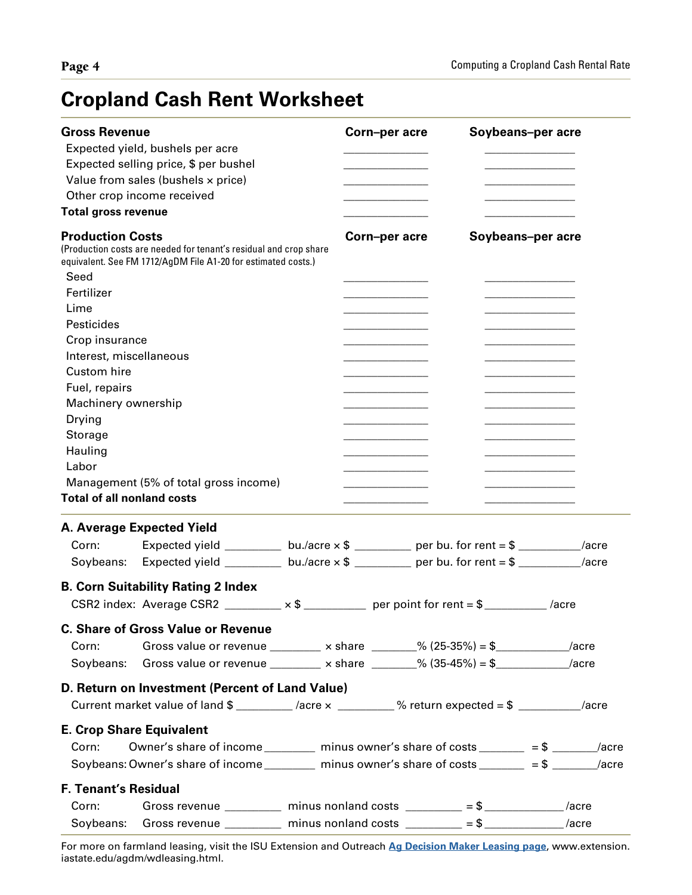# Cropland Cash Rent Worksheet

| Gross Revenue | Corn–per acre | Soybeans–per acre |
|---|---|---|
| Expected yield, bushels per acre | ______________ | _______________ |
| Expected selling price, $ per bushel | ______________ | _______________ |
| Value from sales (bushels × price) | ______________ | _______________ |
| Other crop income received | ______________ | _______________ |
| **Total gross revenue** | ______________ | _______________ |

| Production Costs<br>(Production costs are needed for tenant's residual and crop share equivalent. See FM 1712/AgDM File A1-20 for estimated costs.) | Corn–per acre | Soybeans–per acre |
|---|---|---|
| Seed | ______________ | _______________ |
| Fertilizer | ______________ | _______________ |
| Lime | ______________ | _______________ |
| Pesticides | ______________ | _______________ |
| Crop insurance | ______________ | _______________ |
| Interest, miscellaneous | ______________ | _______________ |
| Custom hire | ______________ | _______________ |
| Fuel, repairs | ______________ | _______________ |
| Machinery ownership | ______________ | _______________ |
| Drying | ______________ | _______________ |
| Storage | ______________ | _______________ |
| Hauling | ______________ | _______________ |
| Labor | ______________ | _______________ |
| Management (5% of total gross income) | ______________ | _______________ |
| **Total of all nonland costs** | ______________ | _______________ |

### A. Average Expected Yield

Corn: Expected yield _________ bu./acre × $ _________ per bu. for rent = $ __________/acre

Soybeans: Expected yield _________ bu./acre × $ _________ per bu. for rent = $ __________/acre

### B. Corn Suitability Rating 2 Index

CSR2 index: Average CSR2 _________ × $ __________ per point for rent = $ __________ /acre

### C. Share of Gross Value or Revenue

Corn: Gross value or revenue ________ × share _______% (25-35%) = $____________/acre

Soybeans: Gross value or revenue ________ × share _______% (35-45%) = $____________/acre

### D. Return on Investment (Percent of Land Value)

Current market value of land $ _________ /acre × _________ % return expected = $ __________/acre

### E. Crop Share Equivalent

Corn: Owner's share of income ________ minus owner's share of costs _______ = $ _______/acre

Soybeans: Owner's share of income ________ minus owner's share of costs _______ = $ _______/acre

### F. Tenant's Residual

Corn: Gross revenue _________ minus nonland costs _________ = $ _____________ /acre

Soybeans: Gross revenue _________ minus nonland costs _________ = $ _____________ /acre

For more on farmland leasing, visit the ISU Extension and Outreach Ag Decision Maker Leasing page, www.extension.iastate.edu/agdm/wdleasing.html.